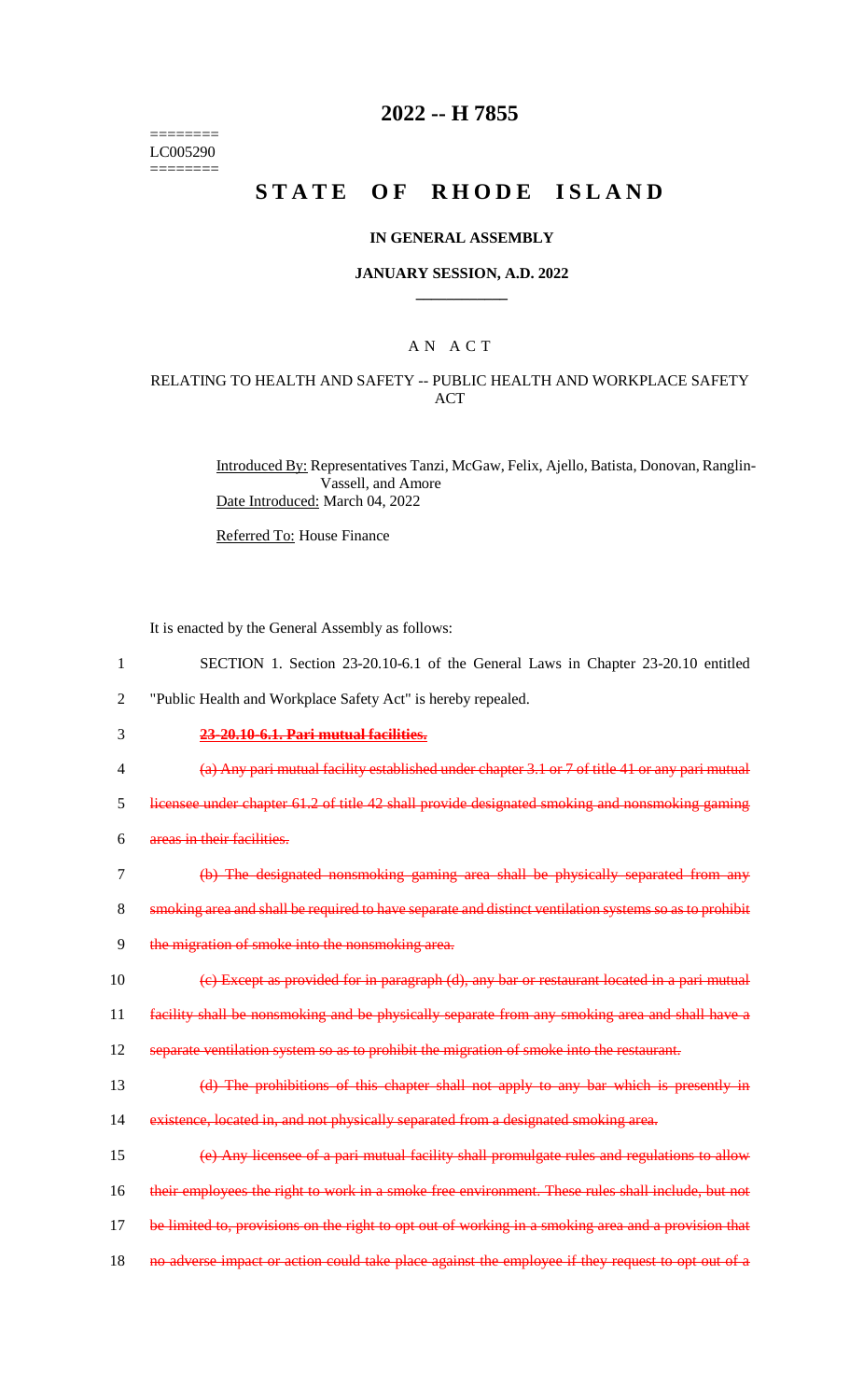========
LC005290
========

# 2022 -- H 7855

# STATE OF RHODE ISLAND

### IN GENERAL ASSEMBLY

### JANUARY SESSION, A.D. 2022

## A N A C T

### RELATING TO HEALTH AND SAFETY -- PUBLIC HEALTH AND WORKPLACE SAFETY ACT

Introduced By: Representatives Tanzi, McGaw, Felix, Ajello, Batista, Donovan, Ranglin-Vassell, and Amore

Date Introduced: March 04, 2022

Referred To: House Finance

It is enacted by the General Assembly as follows:

1 SECTION 1. Section 23-20.10-6.1 of the General Laws in Chapter 23-20.10 entitled
2 "Public Health and Workplace Safety Act" is hereby repealed.

3 ~~**23-20.10-6.1. Pari mutual facilities.**~~

4 ~~(a) Any pari mutual facility established under chapter 3.1 or 7 of title 41 or any pari mutual~~
5 ~~licensee under chapter 61.2 of title 42 shall provide designated smoking and nonsmoking gaming~~
6 ~~areas in their facilities.~~

7 ~~(b) The designated nonsmoking gaming area shall be physically separated from any~~
8 ~~smoking area and shall be required to have separate and distinct ventilation systems so as to prohibit~~
9 ~~the migration of smoke into the nonsmoking area.~~

10 ~~(c) Except as provided for in paragraph (d), any bar or restaurant located in a pari mutual~~
11 ~~facility shall be nonsmoking and be physically separate from any smoking area and shall have a~~
12 ~~separate ventilation system so as to prohibit the migration of smoke into the restaurant.~~

13 ~~(d) The prohibitions of this chapter shall not apply to any bar which is presently in~~
14 ~~existence, located in, and not physically separated from a designated smoking area.~~

15 ~~(e) Any licensee of a pari mutual facility shall promulgate rules and regulations to allow~~
16 ~~their employees the right to work in a smoke free environment. These rules shall include, but not~~
17 ~~be limited to, provisions on the right to opt out of working in a smoking area and a provision that~~
18 ~~no adverse impact or action could take place against the employee if they request to opt out of a~~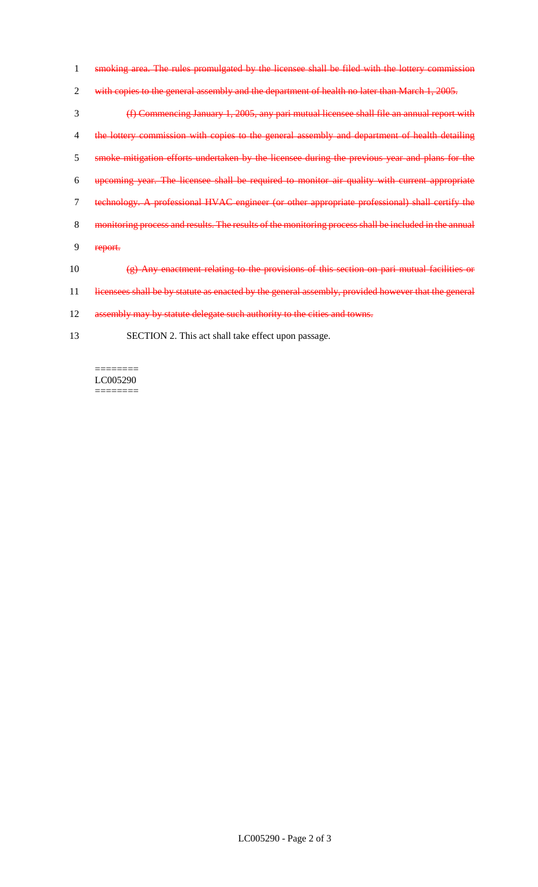~~smoking area. The rules promulgated by the licensee shall be filed with the lottery commission with copies to the general assembly and the department of health no later than March 1, 2005.~~

~~(f) Commencing January 1, 2005, any pari mutual licensee shall file an annual report with the lottery commission with copies to the general assembly and department of health detailing smoke mitigation efforts undertaken by the licensee during the previous year and plans for the upcoming year. The licensee shall be required to monitor air quality with current appropriate technology. A professional HVAC engineer (or other appropriate professional) shall certify the monitoring process and results. The results of the monitoring process shall be included in the annual report.~~

~~(g) Any enactment relating to the provisions of this section on pari mutual facilities or licensees shall be by statute as enacted by the general assembly, provided however that the general assembly may by statute delegate such authority to the cities and towns.~~

SECTION 2. This act shall take effect upon passage.

========
LC005290
========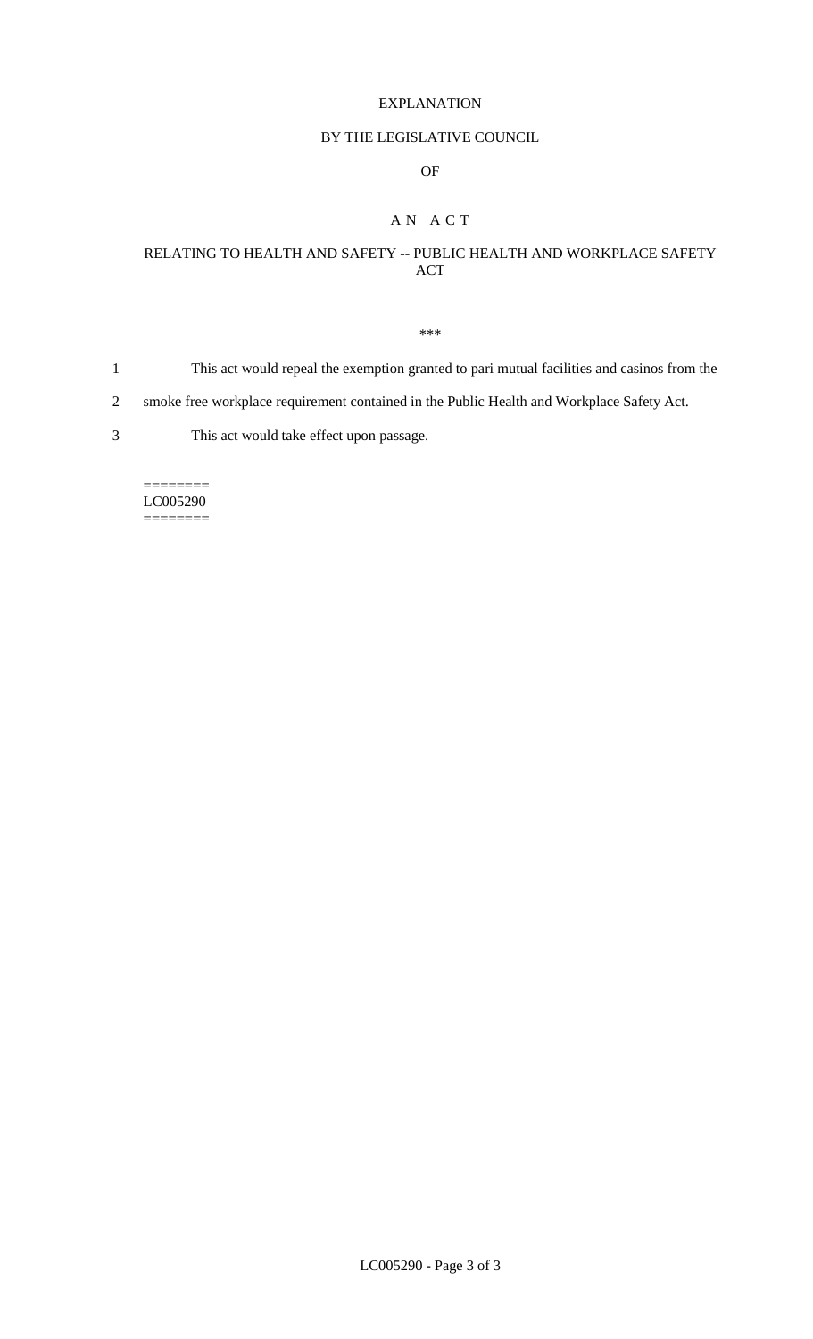EXPLANATION

BY THE LEGISLATIVE COUNCIL

OF

# A N A C T

RELATING TO HEALTH AND SAFETY -- PUBLIC HEALTH AND WORKPLACE SAFETY ACT

***

1 This act would repeal the exemption granted to pari mutual facilities and casinos from the

2 smoke free workplace requirement contained in the Public Health and Workplace Safety Act.

3 This act would take effect upon passage.

========
LC005290
========